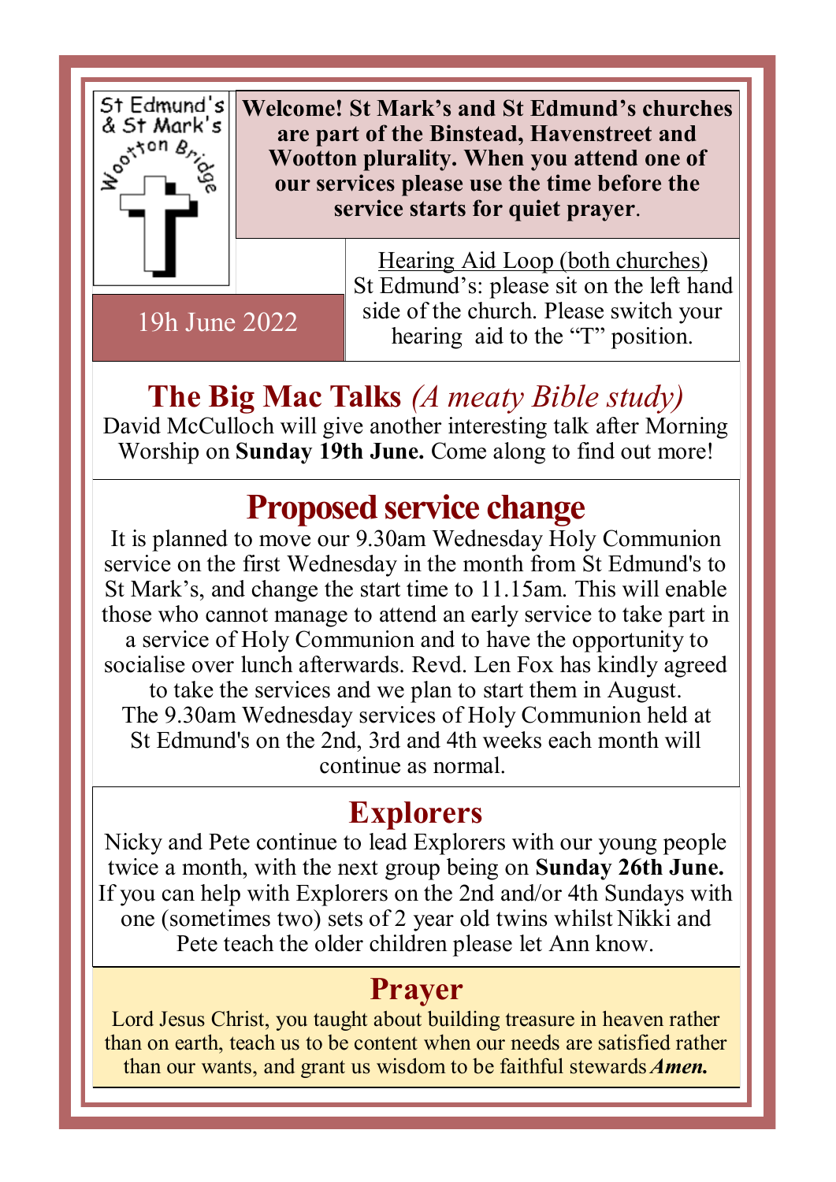St Edmund's & St Mark's Wootton Bridge

**Welcome! St Mark's and St Edmund's churches are part of the Binstead, Havenstreet and Wootton plurality. When you attend one of our services please use the time before the service starts for quiet prayer**.

19h June 2022

Hearing Aid Loop (both churches)
St Edmund's: please sit on the left hand side of the church. Please switch your hearing aid to the "T" position.

## The Big Mac Talks *(A meaty Bible study)*

David McCulloch will give another interesting talk after Morning Worship on **Sunday 19th June.** Come along to find out more!

## Proposed service change

It is planned to move our 9.30am Wednesday Holy Communion service on the first Wednesday in the month from St Edmund's to St Mark's, and change the start time to 11.15am. This will enable those who cannot manage to attend an early service to take part in a service of Holy Communion and to have the opportunity to socialise over lunch afterwards. Revd. Len Fox has kindly agreed to take the services and we plan to start them in August.
The 9.30am Wednesday services of Holy Communion held at St Edmund's on the 2nd, 3rd and 4th weeks each month will continue as normal.

## Explorers

Nicky and Pete continue to lead Explorers with our young people twice a month, with the next group being on **Sunday 26th June.** If you can help with Explorers on the 2nd and/or 4th Sundays with one (sometimes two) sets of 2 year old twins whilst Nikki and Pete teach the older children please let Ann know.

## Prayer

Lord Jesus Christ, you taught about building treasure in heaven rather than on earth, teach us to be content when our needs are satisfied rather than our wants, and grant us wisdom to be faithful stewards ***Amen.***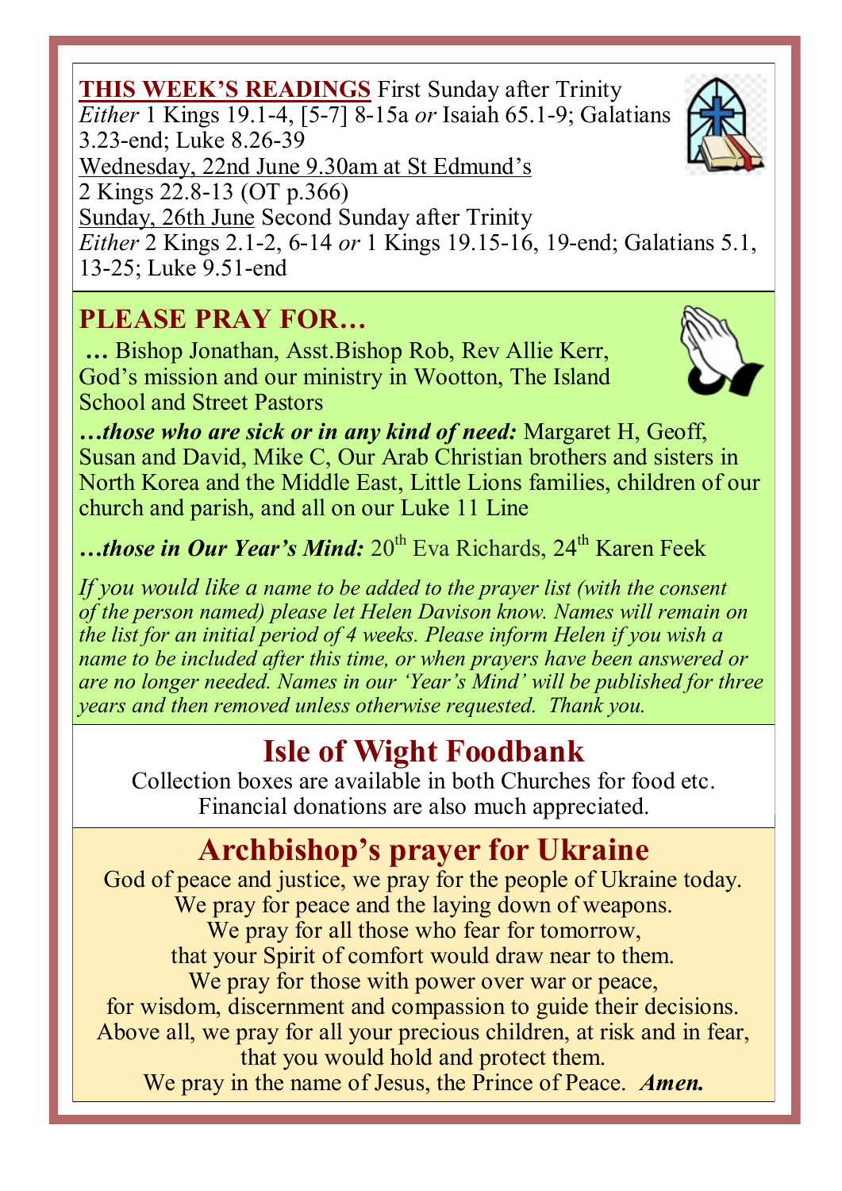**THIS WEEK'S READINGS** First Sunday after Trinity
*Either* 1 Kings 19.1-4, [5-7] 8-15a *or* Isaiah 65.1-9; Galatians 3.23-end; Luke 8.26-39

Wednesday, 22nd June 9.30am at St Edmund's
2 Kings 22.8-13 (OT p.366)

Sunday, 26th June Second Sunday after Trinity
*Either* 2 Kings 2.1-2, 6-14 *or* 1 Kings 19.15-16, 19-end; Galatians 5.1, 13-25; Luke 9.51-end

## PLEASE PRAY FOR…

**…** Bishop Jonathan, Asst.Bishop Rob, Rev Allie Kerr, God's mission and our ministry in Wootton, The Island School and Street Pastors

***…those who are sick or in any kind of need:*** Margaret H, Geoff, Susan and David, Mike C, Our Arab Christian brothers and sisters in North Korea and the Middle East, Little Lions families, children of our church and parish, and all on our Luke 11 Line

***…those in Our Year's Mind:*** 20th Eva Richards, 24th Karen Feek

*If you would like a name to be added to the prayer list (with the consent of the person named) please let Helen Davison know. Names will remain on the list for an initial period of 4 weeks. Please inform Helen if you wish a name to be included after this time, or when prayers have been answered or are no longer needed. Names in our 'Year's Mind' will be published for three years and then removed unless otherwise requested. Thank you.*

## Isle of Wight Foodbank

Collection boxes are available in both Churches for food etc.
Financial donations are also much appreciated.

## Archbishop's prayer for Ukraine

God of peace and justice, we pray for the people of Ukraine today.
We pray for peace and the laying down of weapons.
We pray for all those who fear for tomorrow,
that your Spirit of comfort would draw near to them.
We pray for those with power over war or peace,
for wisdom, discernment and compassion to guide their decisions.
Above all, we pray for all your precious children, at risk and in fear,
that you would hold and protect them.
We pray in the name of Jesus, the Prince of Peace. ***Amen.***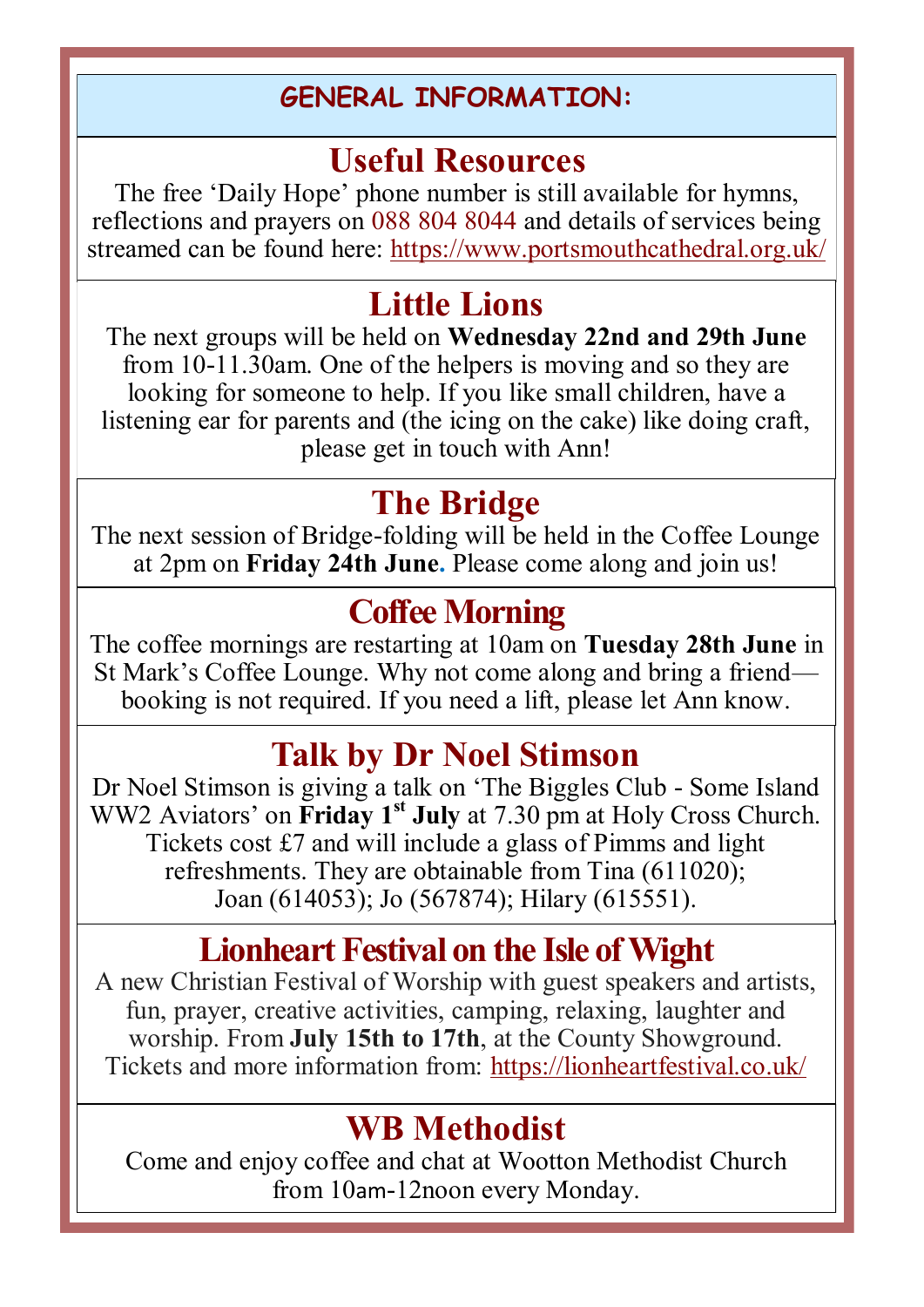# GENERAL INFORMATION:

## Useful Resources

The free 'Daily Hope' phone number is still available for hymns, reflections and prayers on 088 804 8044 and details of services being streamed can be found here: https://www.portsmouthcathedral.org.uk/

## Little Lions

The next groups will be held on **Wednesday 22nd and 29th June** from 10-11.30am. One of the helpers is moving and so they are looking for someone to help. If you like small children, have a listening ear for parents and (the icing on the cake) like doing craft, please get in touch with Ann!

## The Bridge

The next session of Bridge-folding will be held in the Coffee Lounge at 2pm on **Friday 24th June.** Please come along and join us!

## Coffee Morning

The coffee mornings are restarting at 10am on **Tuesday 28th June** in St Mark's Coffee Lounge. Why not come along and bring a friend—booking is not required. If you need a lift, please let Ann know.

## Talk by Dr Noel Stimson

Dr Noel Stimson is giving a talk on 'The Biggles Club - Some Island WW2 Aviators' on **Friday 1st July** at 7.30 pm at Holy Cross Church. Tickets cost £7 and will include a glass of Pimms and light refreshments. They are obtainable from Tina (611020); Joan (614053); Jo (567874); Hilary (615551).

## Lionheart Festival on the Isle of Wight

A new Christian Festival of Worship with guest speakers and artists, fun, prayer, creative activities, camping, relaxing, laughter and worship. From **July 15th to 17th**, at the County Showground. Tickets and more information from: https://lionheartfestival.co.uk/

## WB Methodist

Come and enjoy coffee and chat at Wootton Methodist Church from 10am-12noon every Monday.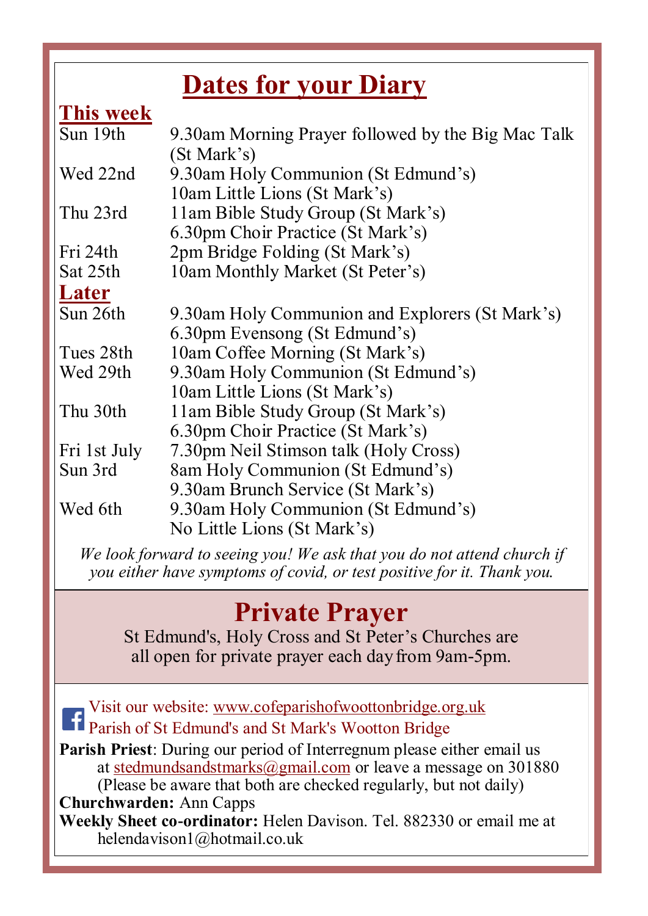# Dates for your Diary

## This week

| | |
|---|---|
| Sun 19th | 9.30am Morning Prayer followed by the Big Mac Talk (St Mark's) |
| Wed 22nd | 9.30am Holy Communion (St Edmund's) |
| | 10am Little Lions (St Mark's) |
| Thu 23rd | 11am Bible Study Group (St Mark's) |
| | 6.30pm Choir Practice (St Mark's) |
| Fri 24th | 2pm Bridge Folding (St Mark's) |
| Sat 25th | 10am Monthly Market (St Peter's) |

## Later

| | |
|---|---|
| Sun 26th | 9.30am Holy Communion and Explorers (St Mark's) |
| | 6.30pm Evensong (St Edmund's) |
| Tues 28th | 10am Coffee Morning (St Mark's) |
| Wed 29th | 9.30am Holy Communion (St Edmund's) |
| | 10am Little Lions (St Mark's) |
| Thu 30th | 11am Bible Study Group (St Mark's) |
| | 6.30pm Choir Practice (St Mark's) |
| Fri 1st July | 7.30pm Neil Stimson talk (Holy Cross) |
| Sun 3rd | 8am Holy Communion (St Edmund's) |
| | 9.30am Brunch Service (St Mark's) |
| Wed 6th | 9.30am Holy Communion (St Edmund's) |
| | No Little Lions (St Mark's) |

*We look forward to seeing you! We ask that you do not attend church if you either have symptoms of covid, or test positive for it. Thank you.*

# Private Prayer

St Edmund's, Holy Cross and St Peter's Churches are all open for private prayer each day from 9am-5pm.

Visit our website: www.cofeparishofwoottonbridge.org.uk
Parish of St Edmund's and St Mark's Wootton Bridge

**Parish Priest**: During our period of Interregnum please either email us at stedmundsandstmarks@gmail.com or leave a message on 301880 (Please be aware that both are checked regularly, but not daily)

**Churchwarden:** Ann Capps

**Weekly Sheet co-ordinator:** Helen Davison. Tel. 882330 or email me at helendavison1@hotmail.co.uk